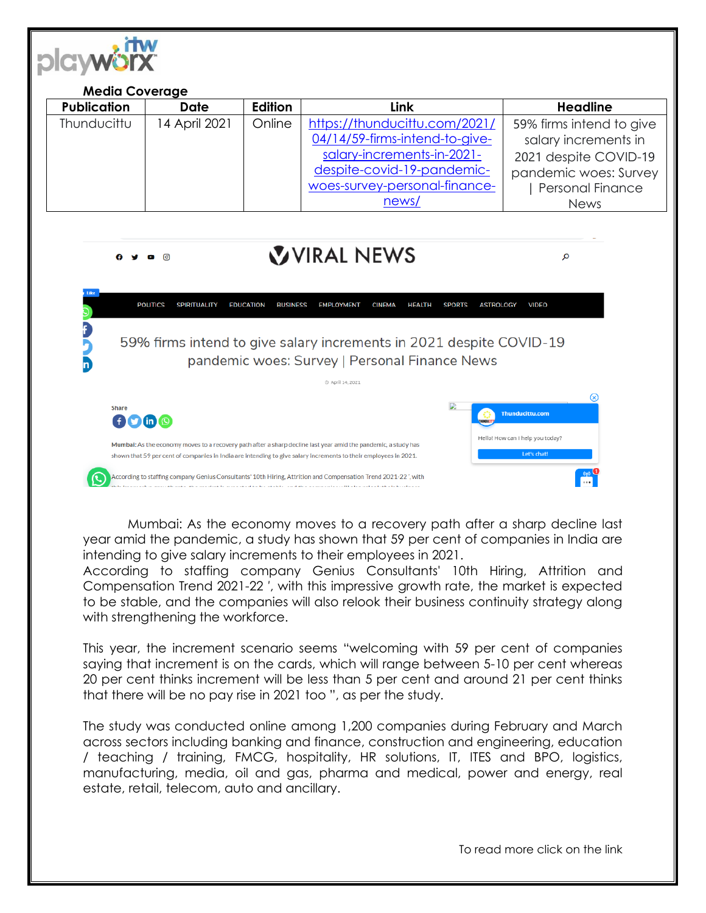**Media Coverage**

| Publication | Date | Edition | Link | Headline |
|---|---|---|---|---|
| Thunducittu | 14 April 2021 | Online | https://thunducittu.com/2021/04/14/59-firms-intend-to-give-salary-increments-in-2021-despite-covid-19-pandemic-woes-survey-personal-finance-news/ | 59% firms intend to give salary increments in 2021 despite COVID-19 pandemic woes: Survey \| Personal Finance News |

Mumbai: As the economy moves to a recovery path after a sharp decline last year amid the pandemic, a study has shown that 59 per cent of companies in India are intending to give salary increments to their employees in 2021.
According to staffing company Genius Consultants' 10th Hiring, Attrition and Compensation Trend 2021-22 ', with this impressive growth rate, the market is expected to be stable, and the companies will also relook their business continuity strategy along with strengthening the workforce.

This year, the increment scenario seems "welcoming with 59 per cent of companies saying that increment is on the cards, which will range between 5-10 per cent whereas 20 per cent thinks increment will be less than 5 per cent and around 21 per cent thinks that there will be no pay rise in 2021 too ", as per the study.

The study was conducted online among 1,200 companies during February and March across sectors including banking and finance, construction and engineering, education / teaching / training, FMCG, hospitality, HR solutions, IT, ITES and BPO, logistics, manufacturing, media, oil and gas, pharma and medical, power and energy, real estate, retail, telecom, auto and ancillary.

To read more click on the link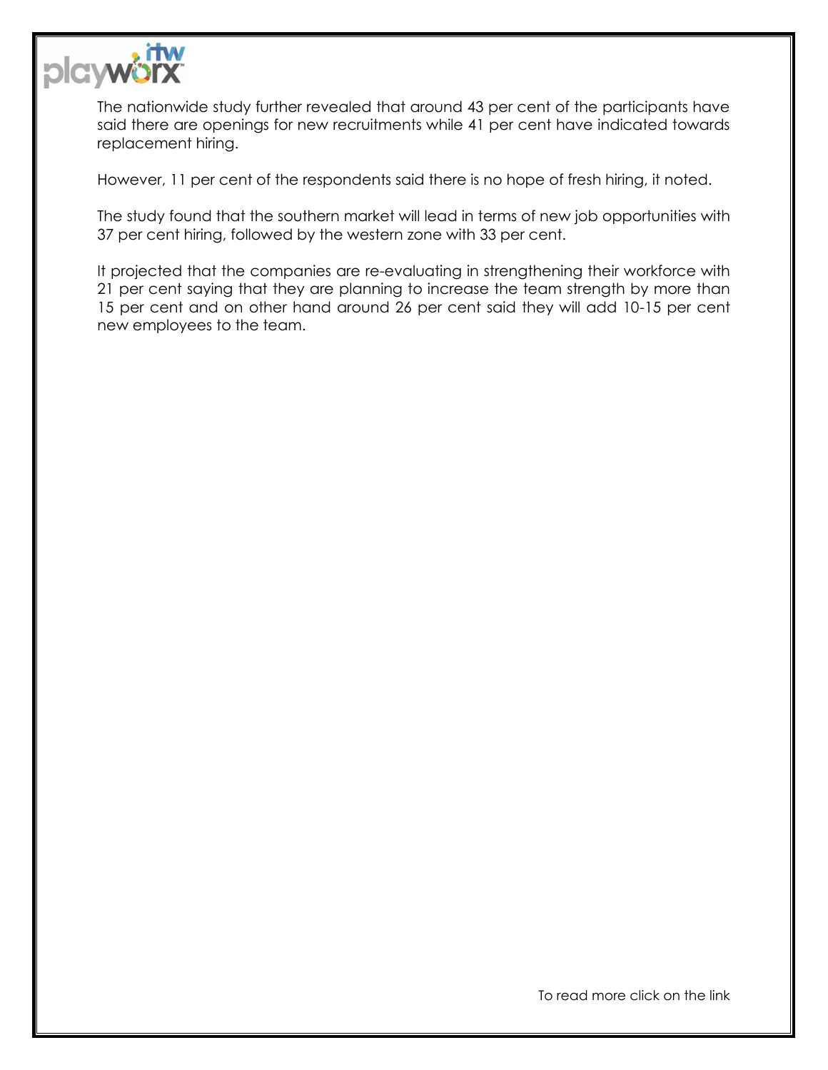The nationwide study further revealed that around 43 per cent of the participants have said there are openings for new recruitments while 41 per cent have indicated towards replacement hiring.

However, 11 per cent of the respondents said there is no hope of fresh hiring, it noted.

The study found that the southern market will lead in terms of new job opportunities with 37 per cent hiring, followed by the western zone with 33 per cent.

It projected that the companies are re-evaluating in strengthening their workforce with 21 per cent saying that they are planning to increase the team strength by more than 15 per cent and on other hand around 26 per cent said they will add 10-15 per cent new employees to the team.

To read more click on the link